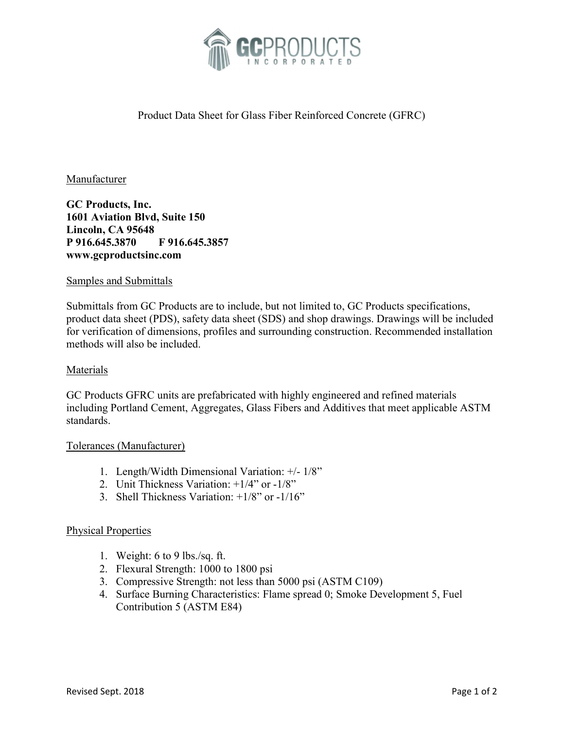GC PRODUCTS INCORPORATED

# Product Data Sheet for Glass Fiber Reinforced Concrete (GFRC)

## Manufacturer

**GC Products, Inc.**
**1601 Aviation Blvd, Suite 150**
**Lincoln, CA 95648**
**P 916.645.3870 F 916.645.3857**
**www.gcproductsinc.com**

## Samples and Submittals

Submittals from GC Products are to include, but not limited to, GC Products specifications, product data sheet (PDS), safety data sheet (SDS) and shop drawings. Drawings will be included for verification of dimensions, profiles and surrounding construction. Recommended installation methods will also be included.

## Materials

GC Products GFRC units are prefabricated with highly engineered and refined materials including Portland Cement, Aggregates, Glass Fibers and Additives that meet applicable ASTM standards.

## Tolerances (Manufacturer)

1. Length/Width Dimensional Variation: +/- 1/8"
2. Unit Thickness Variation: +1/4" or -1/8"
3. Shell Thickness Variation: +1/8" or -1/16"

## Physical Properties

1. Weight: 6 to 9 lbs./sq. ft.
2. Flexural Strength: 1000 to 1800 psi
3. Compressive Strength: not less than 5000 psi (ASTM C109)
4. Surface Burning Characteristics: Flame spread 0; Smoke Development 5, Fuel Contribution 5 (ASTM E84)

Revised Sept. 2018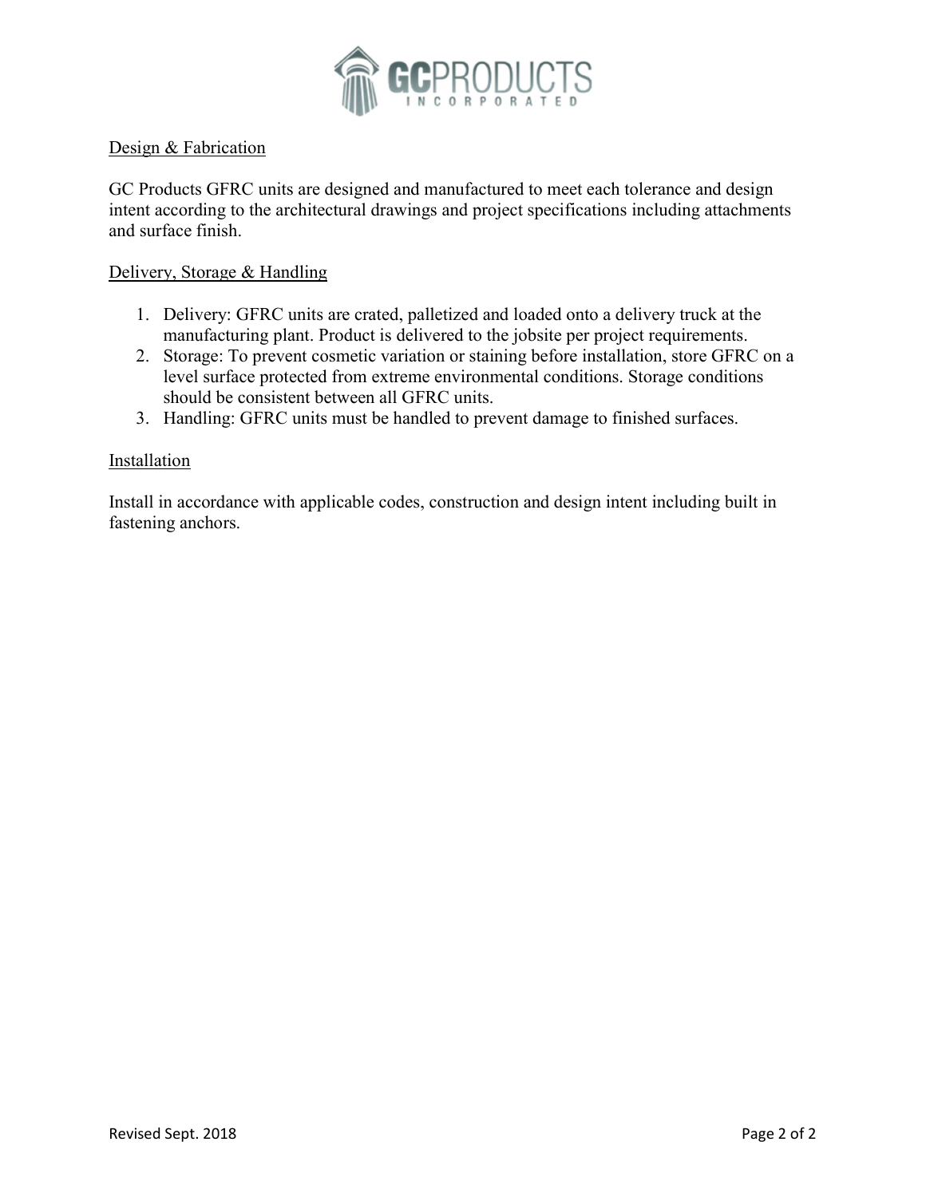## Design & Fabrication

GC Products GFRC units are designed and manufactured to meet each tolerance and design intent according to the architectural drawings and project specifications including attachments and surface finish.

## Delivery, Storage & Handling

1. Delivery: GFRC units are crated, palletized and loaded onto a delivery truck at the manufacturing plant. Product is delivered to the jobsite per project requirements.
2. Storage: To prevent cosmetic variation or staining before installation, store GFRC on a level surface protected from extreme environmental conditions. Storage conditions should be consistent between all GFRC units.
3. Handling: GFRC units must be handled to prevent damage to finished surfaces.

## Installation

Install in accordance with applicable codes, construction and design intent including built in fastening anchors.

Revised Sept. 2018